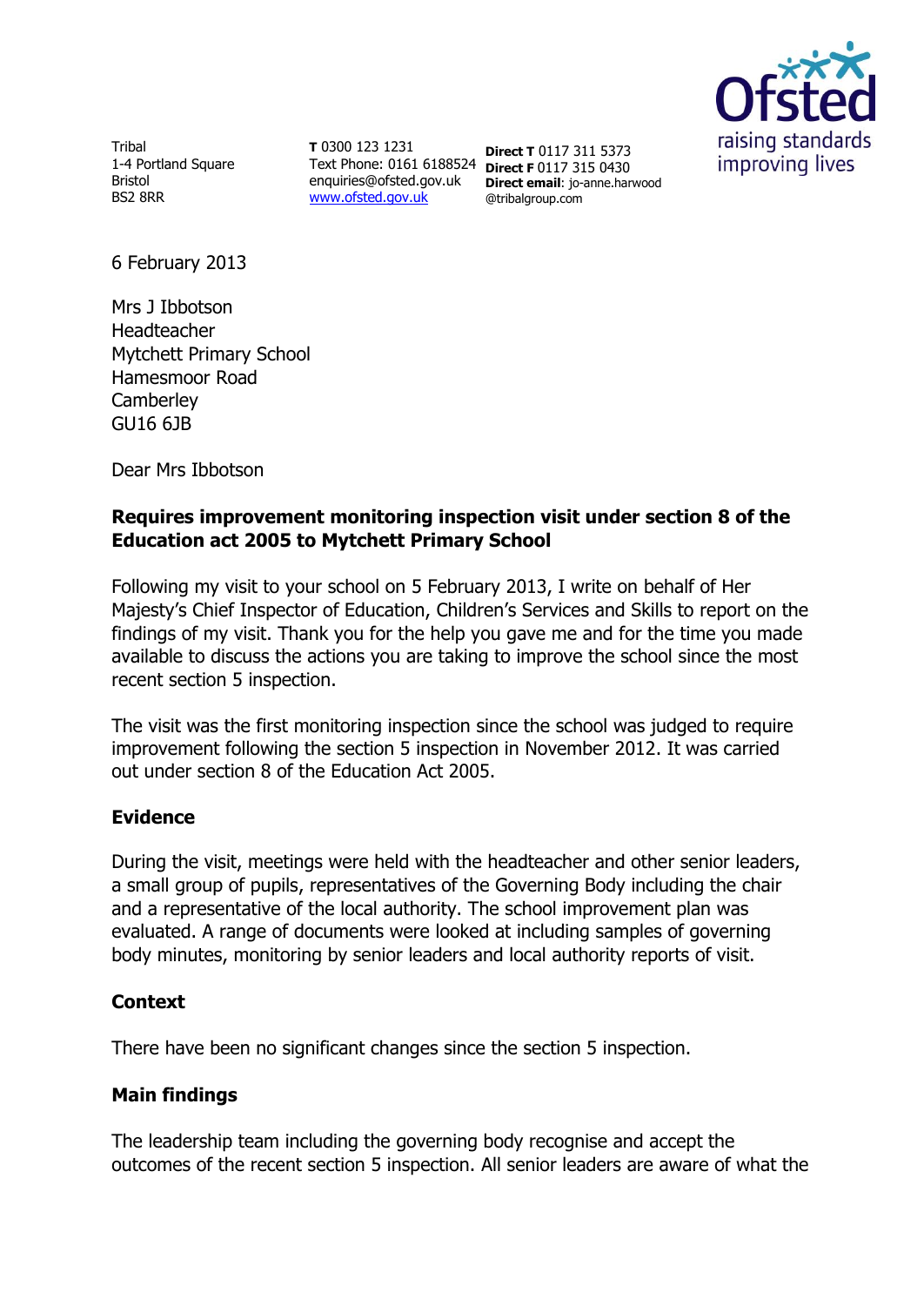Tribal
1-4 Portland Square
Bristol
BS2 8RR

**T** 0300 123 1231
Text Phone: 0161 6188524
enquiries@ofsted.gov.uk
www.ofsted.gov.uk

**Direct T** 0117 311 5373
**Direct F** 0117 315 0430
**Direct email**: jo-anne.harwood@tribalgroup.com

Ofsted
raising standards
improving lives

6 February 2013

Mrs J Ibbotson
Headteacher
Mytchett Primary School
Hamesmoor Road
Camberley
GU16 6JB

Dear Mrs Ibbotson

**Requires improvement monitoring inspection visit under section 8 of the Education act 2005 to Mytchett Primary School**

Following my visit to your school on 5 February 2013, I write on behalf of Her Majesty's Chief Inspector of Education, Children's Services and Skills to report on the findings of my visit. Thank you for the help you gave me and for the time you made available to discuss the actions you are taking to improve the school since the most recent section 5 inspection.

The visit was the first monitoring inspection since the school was judged to require improvement following the section 5 inspection in November 2012. It was carried out under section 8 of the Education Act 2005.

## Evidence

During the visit, meetings were held with the headteacher and other senior leaders, a small group of pupils, representatives of the Governing Body including the chair and a representative of the local authority. The school improvement plan was evaluated. A range of documents were looked at including samples of governing body minutes, monitoring by senior leaders and local authority reports of visit.

## Context

There have been no significant changes since the section 5 inspection.

## Main findings

The leadership team including the governing body recognise and accept the outcomes of the recent section 5 inspection. All senior leaders are aware of what the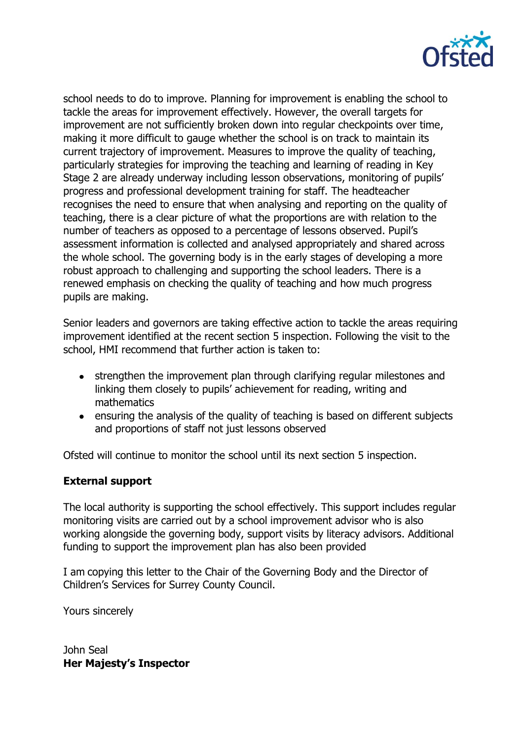school needs to do to improve. Planning for improvement is enabling the school to tackle the areas for improvement effectively. However, the overall targets for improvement are not sufficiently broken down into regular checkpoints over time, making it more difficult to gauge whether the school is on track to maintain its current trajectory of improvement. Measures to improve the quality of teaching, particularly strategies for improving the teaching and learning of reading in Key Stage 2 are already underway including lesson observations, monitoring of pupils' progress and professional development training for staff. The headteacher recognises the need to ensure that when analysing and reporting on the quality of teaching, there is a clear picture of what the proportions are with relation to the number of teachers as opposed to a percentage of lessons observed. Pupil's assessment information is collected and analysed appropriately and shared across the whole school. The governing body is in the early stages of developing a more robust approach to challenging and supporting the school leaders. There is a renewed emphasis on checking the quality of teaching and how much progress pupils are making.

Senior leaders and governors are taking effective action to tackle the areas requiring improvement identified at the recent section 5 inspection. Following the visit to the school, HMI recommend that further action is taken to:

- strengthen the improvement plan through clarifying regular milestones and linking them closely to pupils' achievement for reading, writing and mathematics
- ensuring the analysis of the quality of teaching is based on different subjects and proportions of staff not just lessons observed

Ofsted will continue to monitor the school until its next section 5 inspection.

**External support**

The local authority is supporting the school effectively. This support includes regular monitoring visits are carried out by a school improvement advisor who is also working alongside the governing body, support visits by literacy advisors. Additional funding to support the improvement plan has also been provided

I am copying this letter to the Chair of the Governing Body and the Director of Children's Services for Surrey County Council.

Yours sincerely

John Seal
**Her Majesty's Inspector**